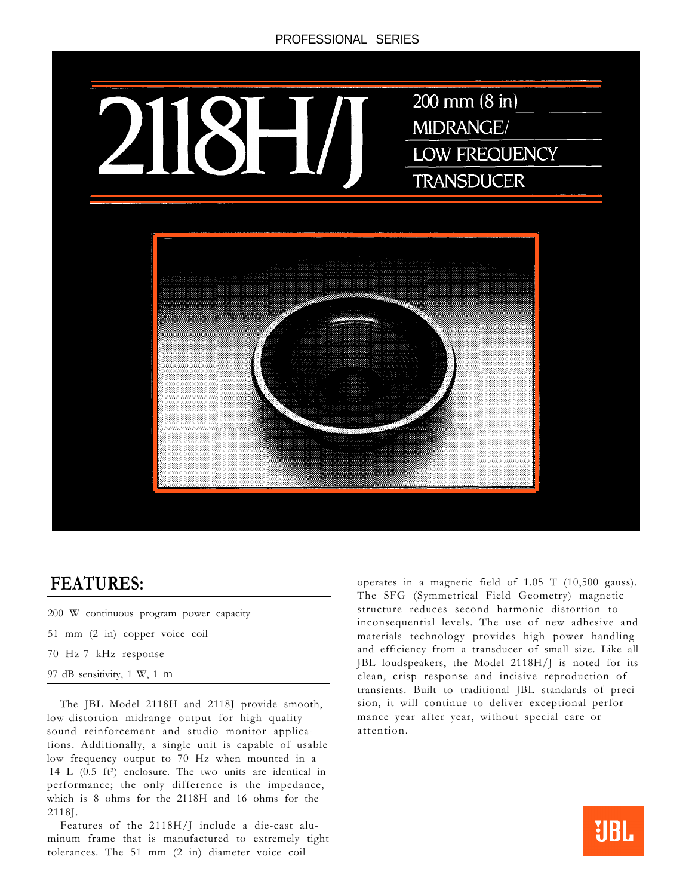PROFESSIONAL SERIES

# 2118H/J

## 200 mm (8 in) MIDRANGE/ LOW FREQUENCY TRANSDUCER

## FEATURES:

- 200 W continuous program power capacity
- 51 mm (2 in) copper voice coil
- 70 Hz-7 kHz response
- 97 dB sensitivity, 1 W, 1 m

The JBL Model 2118H and 2118J provide smooth, low-distortion midrange output for high quality sound reinforcement and studio monitor applications. Additionally, a single unit is capable of usable low frequency output to 70 Hz when mounted in a 14 L (0.5 ft³) enclosure. The two units are identical in performance; the only difference is the impedance, which is 8 ohms for the 2118H and 16 ohms for the 2118J.

Features of the 2118H/J include a die-cast aluminum frame that is manufactured to extremely tight tolerances. The 51 mm (2 in) diameter voice coil operates in a magnetic field of 1.05 T (10,500 gauss). The SFG (Symmetrical Field Geometry) magnetic structure reduces second harmonic distortion to inconsequential levels. The use of new adhesive and materials technology provides high power handling and efficiency from a transducer of small size. Like all JBL loudspeakers, the Model 2118H/J is noted for its clean, crisp response and incisive reproduction of transients. Built to traditional JBL standards of precision, it will continue to deliver exceptional performance year after year, without special care or attention.

JBL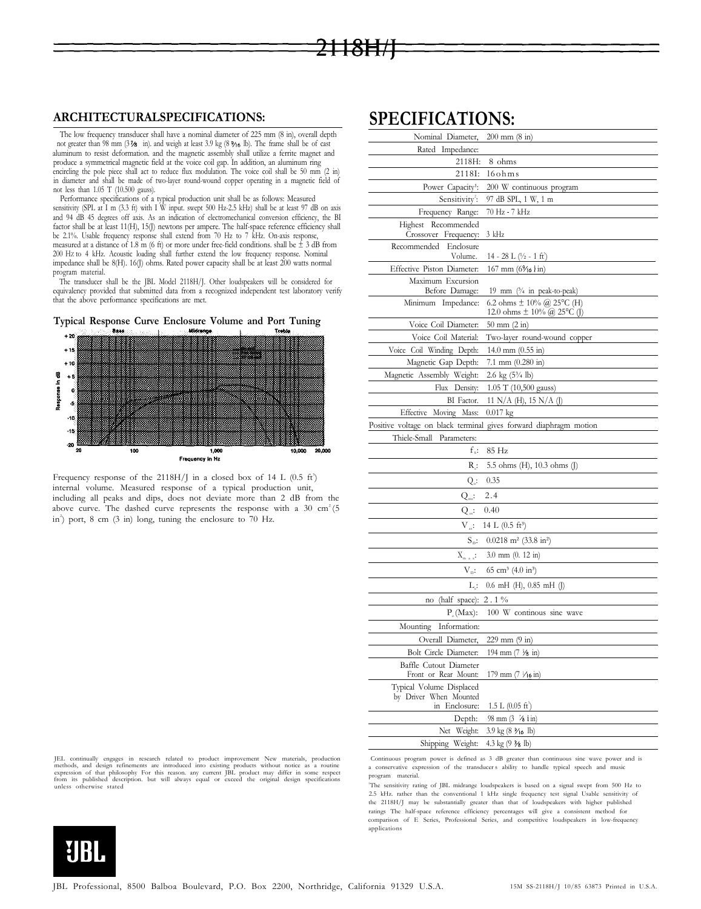# 2118H/J

## ARCHITECTURAL SPECIFICATIONS:

The low frequency transducer shall have a nominal diameter of 225 mm (8 in), overall depth not greater than 98 mm (3⅞ in). and weigh at least 3.9 kg (8 9/16 lb). The frame shall be of cast aluminum to resist deformation. and the magnetic assembly shall utilize a ferrite magnet and produce a symmetrical magnetic field at the voice coil gap. In addition, an aluminum ring encircling the pole piece shall act to reduce flux modulation. The voice coil shall be 50 mm (2 in) in diameter and shall be made of two-layer round-wound copper operating in a magnetic field of not less than 1.05 T (10.500 gauss).

Performance specifications of a typical production unit shall be as follows: Measured sensitivity (SPL at I m (3.3 ft) with I W input. swept 500 Hz-2.5 kHz) shall be at least 97 dB on axis and 94 dB 45 degrees off axis. As an indication of electromechanical conversion efficiency, the Bl factor shall be at least 11(H), 15(J) newtons per ampere. The half-space reference efficiency shall be 2.1%. Usable frequency response shall extend from 70 Hz to 7 kHz. On-axis response, measured at a distance of 1.8 m (6 ft) or more under free-field conditions. shall be ± 3 dB from 200 Hz to 4 kHz. Acoustic loading shall further extend the low frequency response. Nominal impedance shall be 8(H). 16(J) ohms. Rated power capacity shall be at least 200 watts normal program material.

The transducer shall be the JBL Model 2118H/J. Other loudspeakers will be considered for equivalency provided that submitted data from a recognized independent test laboratory verify that the above performance specifications are met.

### Typical Response Curve Enclosure Volume and Port Tuning

Bass
Midrange
Treble
+20
+15
+10
+5
0
-5
-10
-15
-20
Response in dB
20
100
1,000
10,000
20,000
Frequency in Hz

Frequency response of the 2118H/J in a closed box of 14 L (0.5 ft³) internal volume. Measured response of a typical production unit, including all peaks and dips, does not deviate more than 2 dB from the above curve. The dashed curve represents the response with a 30 cm² (5 in²) port, 8 cm (3 in) long, tuning the enclosure to 70 Hz.

JEL continually engages in research related to product improvement New materials, production methods, and design refinements are introduced into existing products without notice as a routine expression of that philosophy For this reason. any current JBL product may differ in some respect from its published description. but will always equal or exceed the original design specifications unless otherwise stated

## SPECIFICATIONS:

| | |
|---|---|
| Nominal Diameter, | 200 mm (8 in) |
| Rated Impedance: | |
| 2118H: | 8 ohms |
| 2118I: | 16 ohms |
| Power Capacity[1]: | 200 W continuous program |
| Sensitivity[2]: | 97 dB SPL, 1 W, 1 m |
| Frequency Range: | 70 Hz - 7 kHz |
| Highest Recommended Crossover Frequency: | 3 kHz |
| Recommended Enclosure Volume. | 14 - 28 L (½ - 1 ft³) |
| Effective Piston Diameter: | 167 mm (6 9/16 in) |
| Maximum Excursion Before Damage: | 19 mm (¾ in peak-to-peak) |
| Minimum Impedance: | 6.2 ohms ± 10% @ 25°C (H)<br>12.0 ohms ± 10% @ 25°C (J) |
| Voice Coil Diameter: | 50 mm (2 in) |
| Voice Coil Material: | Two-layer round-wound copper |
| Voice Coil Winding Depth: | 14.0 mm (0.55 in) |
| Magnetic Gap Depth: | 7.1 mm (0.280 in) |
| Magnetic Assembly Weight: | 2.6 kg (5¾ lb) |
| Flux Density: | 1.05 T (10,500 gauss) |
| Bl Factor. | 11 N/A (H), 15 N/A (J) |
| Effective Moving Mass: | 0.017 kg |
| Positive voltage on black terminal gives forward diaphragm motion | |
| Thiele-Small Parameters: | |
| $f_s$: | 85 Hz |
| $R_e$: | 5.5 ohms (H), 10.3 ohms (J) |
| $Q_{ts}$: | 0.35 |
| $Q_{ms}$: | 2.4 |
| $Q_{es}$: | 0.40 |
| $V_{as}$: | 14 L (0.5 ft³) |
| $S_D$: | 0.0218 m² (33.8 in²) |
| $X_{max}$: | 3.0 mm (0.12 in) |
| $V_D$: | 65 cm³ (4.0 in³) |
| $L_e$: | 0.6 mH (H), 0.85 mH (J) |
| $\eta_0$ (half space): | 2.1% |
| $P_e$ (Max): | 100 W continous sine wave |
| Mounting Information: | |
| Overall Diameter, | 229 mm (9 in) |
| Bolt Circle Diameter: | 194 mm (7 ⅝ in) |
| Baffle Cutout Diameter Front or Rear Mount: | 179 mm (7 1/16 in) |
| Typical Volume Displaced by Driver When Mounted in Enclosure: | 1.5 L (0.05 ft³) |
| Depth: | 98 mm (3 ⅞ in) |
| Net Weight: | 3.9 kg (8 9/16 lb) |
| Shipping Weight: | 4.3 kg (9 ⅜ lb) |

[1] Continuous program power is defined as 3 dB greater than continuous sine wave power and is a conservative expression of the transducer's ability to handle typical speech and music program material.

[2] The sensitivity rating of JBL midrange loudspeakers is based on a signal swept from 500 Hz to 2.5 kHz. rather than the conventional 1 kHz single frequency test signal Usable sensitivity of the 2118H/J may be substantially greater than that of loudspeakers with higher published ratings The half-space reference efficiency percentages will give a consistent method for comparison of E Series, Professional Series, and competitive loudspeakers in low-frequency applications

JBL

JBL Professional, 8500 Balboa Boulevard, P.O. Box 2200, Northridge, California 91329 U.S.A.

15M SS-2118H/J 10/85 63873 Printed in U.S.A.